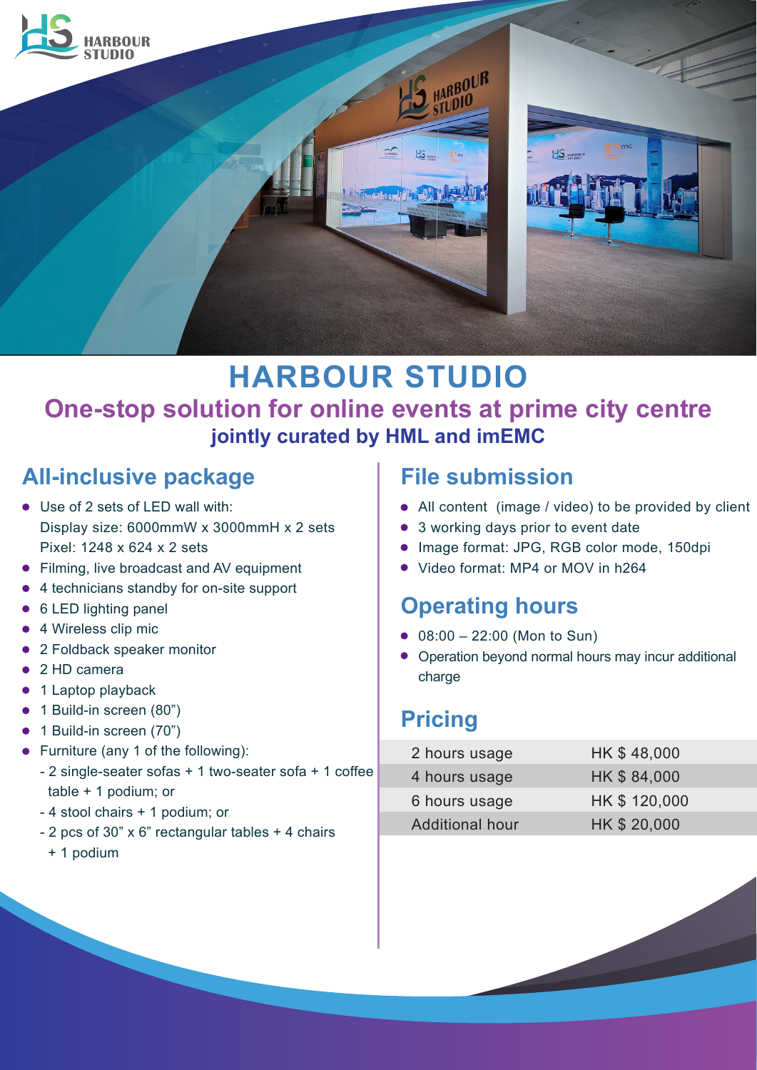# HARBOUR STUDIO

## One-stop solution for online events at prime city centre

### jointly curated by HML and imEMC

## All-inclusive package

- Use of 2 sets of LED wall with:
  Display size: 6000mmW x 3000mmH x 2 sets
  Pixel: 1248 x 624 x 2 sets
- Filming, live broadcast and AV equipment
- 4 technicians standby for on-site support
- 6 LED lighting panel
- 4 Wireless clip mic
- 2 Foldback speaker monitor
- 2 HD camera
- 1 Laptop playback
- 1 Build-in screen (80")
- 1 Build-in screen (70")
- Furniture (any 1 of the following):
  - 2 single-seater sofas + 1 two-seater sofa + 1 coffee table + 1 podium; or
  - 4 stool chairs + 1 podium; or
  - 2 pcs of 30" x 6" rectangular tables + 4 chairs + 1 podium

## File submission

- All content (image / video) to be provided by client
- 3 working days prior to event date
- Image format: JPG, RGB color mode, 150dpi
- Video format: MP4 or MOV in h264

## Operating hours

- 08:00 – 22:00 (Mon to Sun)
- Operation beyond normal hours may incur additional charge

## Pricing

| | |
|---|---|
| 2 hours usage | HK $ 48,000 |
| 4 hours usage | HK $ 84,000 |
| 6 hours usage | HK $ 120,000 |
| Additional hour | HK $ 20,000 |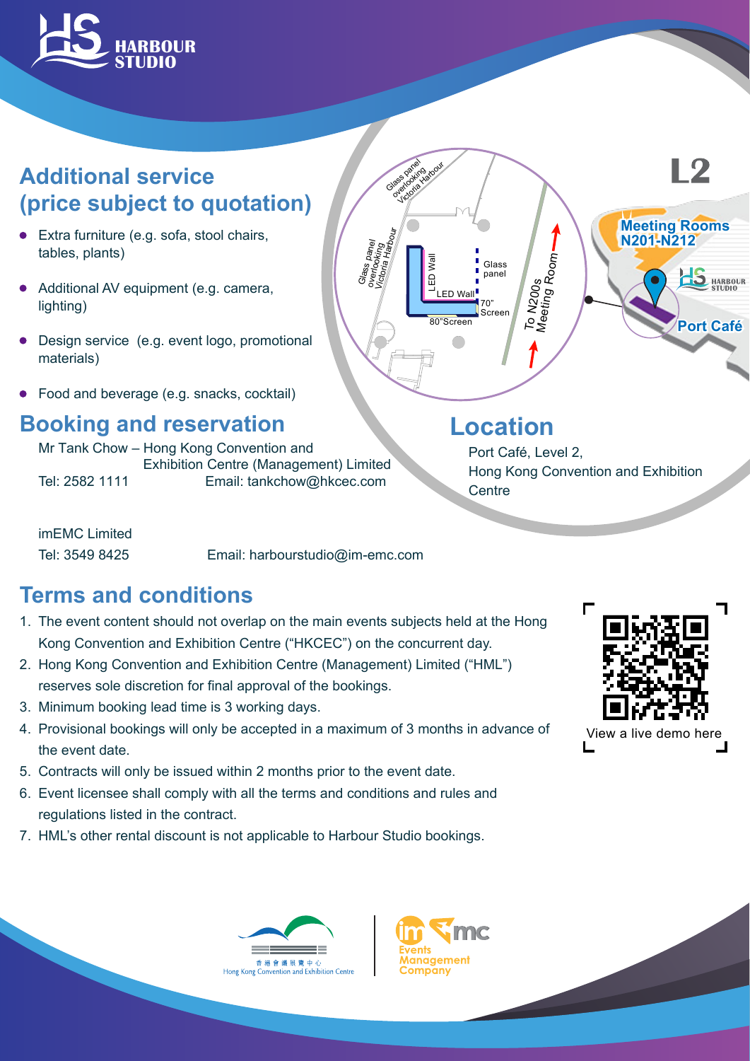## Additional service (price subject to quotation)

- Extra furniture (e.g. sofa, stool chairs, tables, plants)
- Additional AV equipment (e.g. camera, lighting)
- Design service (e.g. event logo, promotional materials)
- Food and beverage (e.g. snacks, cocktail)

## Booking and reservation

Mr Tank Chow – Hong Kong Convention and Exhibition Centre (Management) Limited
Tel: 2582 1111 Email: tankchow@hkcec.com

imEMC Limited
Tel: 3549 8425 Email: harbourstudio@im-emc.com

## Location

Port Café, Level 2,
Hong Kong Convention and Exhibition Centre

L2

Meeting Rooms N201-N212

Port Café

To N200s Meeting Room

Glass panel overlooking Victoria Harbour

LED Wall

Glass panel

70" Screen

80"Screen

## Terms and conditions

1. The event content should not overlap on the main events subjects held at the Hong Kong Convention and Exhibition Centre ("HKCEC") on the concurrent day.
2. Hong Kong Convention and Exhibition Centre (Management) Limited ("HML") reserves sole discretion for final approval of the bookings.
3. Minimum booking lead time is 3 working days.
4. Provisional bookings will only be accepted in a maximum of 3 months in advance of the event date.
5. Contracts will only be issued within 2 months prior to the event date.
6. Event licensee shall comply with all the terms and conditions and rules and regulations listed in the contract.
7. HML's other rental discount is not applicable to Harbour Studio bookings.

View a live demo here

香港會議展覽中心 Hong Kong Convention and Exhibition Centre

im emc Events Management Company